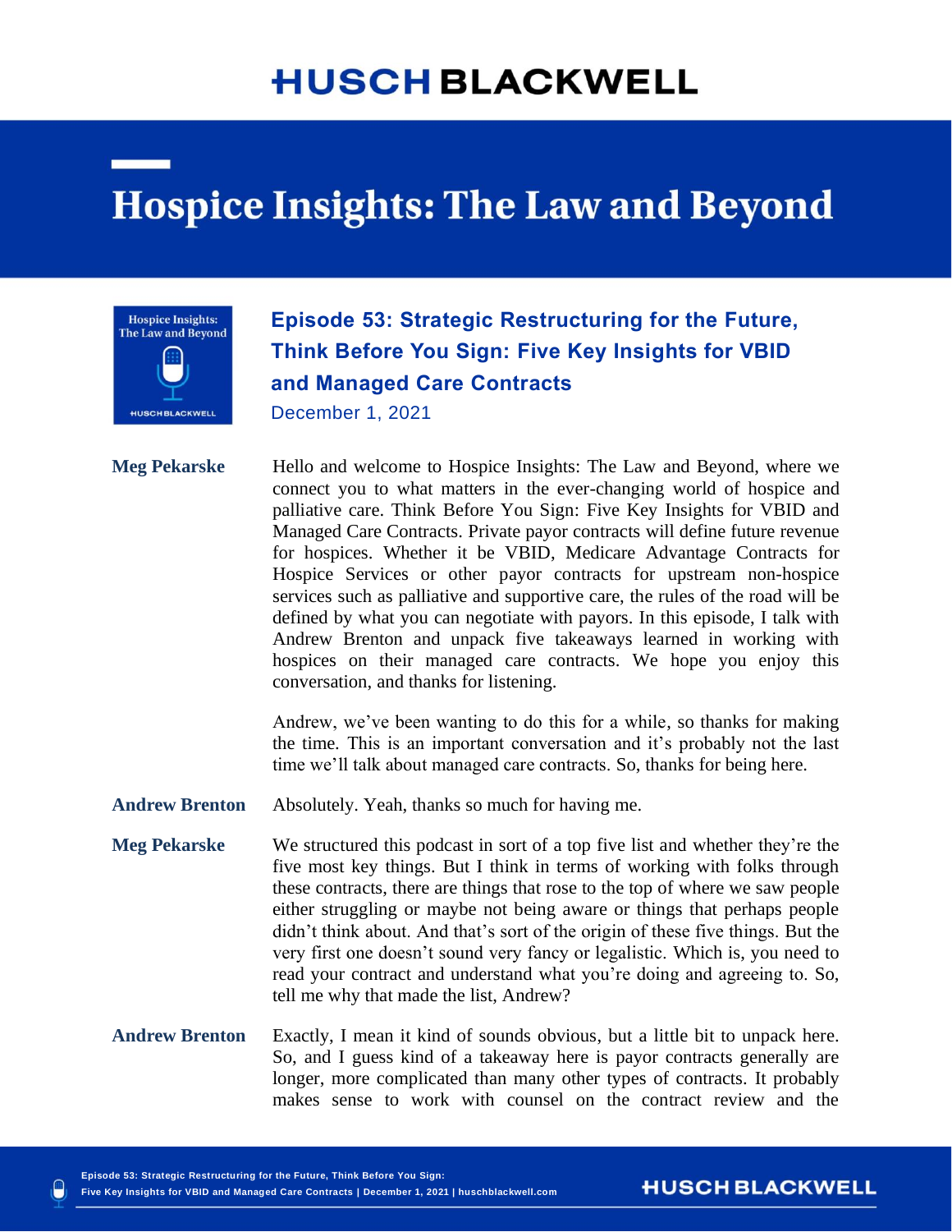# HUSCH BLACKWELL

# Hospice Insights: The Law and Beyond

## Episode 53: Strategic Restructuring for the Future, Think Before You Sign: Five Key Insights for VBID and Managed Care Contracts

December 1, 2021

**Meg Pekarske** Hello and welcome to Hospice Insights: The Law and Beyond, where we connect you to what matters in the ever-changing world of hospice and palliative care. Think Before You Sign: Five Key Insights for VBID and Managed Care Contracts. Private payor contracts will define future revenue for hospices. Whether it be VBID, Medicare Advantage Contracts for Hospice Services or other payor contracts for upstream non-hospice services such as palliative and supportive care, the rules of the road will be defined by what you can negotiate with payors. In this episode, I talk with Andrew Brenton and unpack five takeaways learned in working with hospices on their managed care contracts. We hope you enjoy this conversation, and thanks for listening.

Andrew, we've been wanting to do this for a while, so thanks for making the time. This is an important conversation and it's probably not the last time we'll talk about managed care contracts. So, thanks for being here.

**Andrew Brenton** Absolutely. Yeah, thanks so much for having me.

**Meg Pekarske** We structured this podcast in sort of a top five list and whether they're the five most key things. But I think in terms of working with folks through these contracts, there are things that rose to the top of where we saw people either struggling or maybe not being aware or things that perhaps people didn't think about. And that's sort of the origin of these five things. But the very first one doesn't sound very fancy or legalistic. Which is, you need to read your contract and understand what you're doing and agreeing to. So, tell me why that made the list, Andrew?

**Andrew Brenton** Exactly, I mean it kind of sounds obvious, but a little bit to unpack here. So, and I guess kind of a takeaway here is payor contracts generally are longer, more complicated than many other types of contracts. It probably makes sense to work with counsel on the contract review and the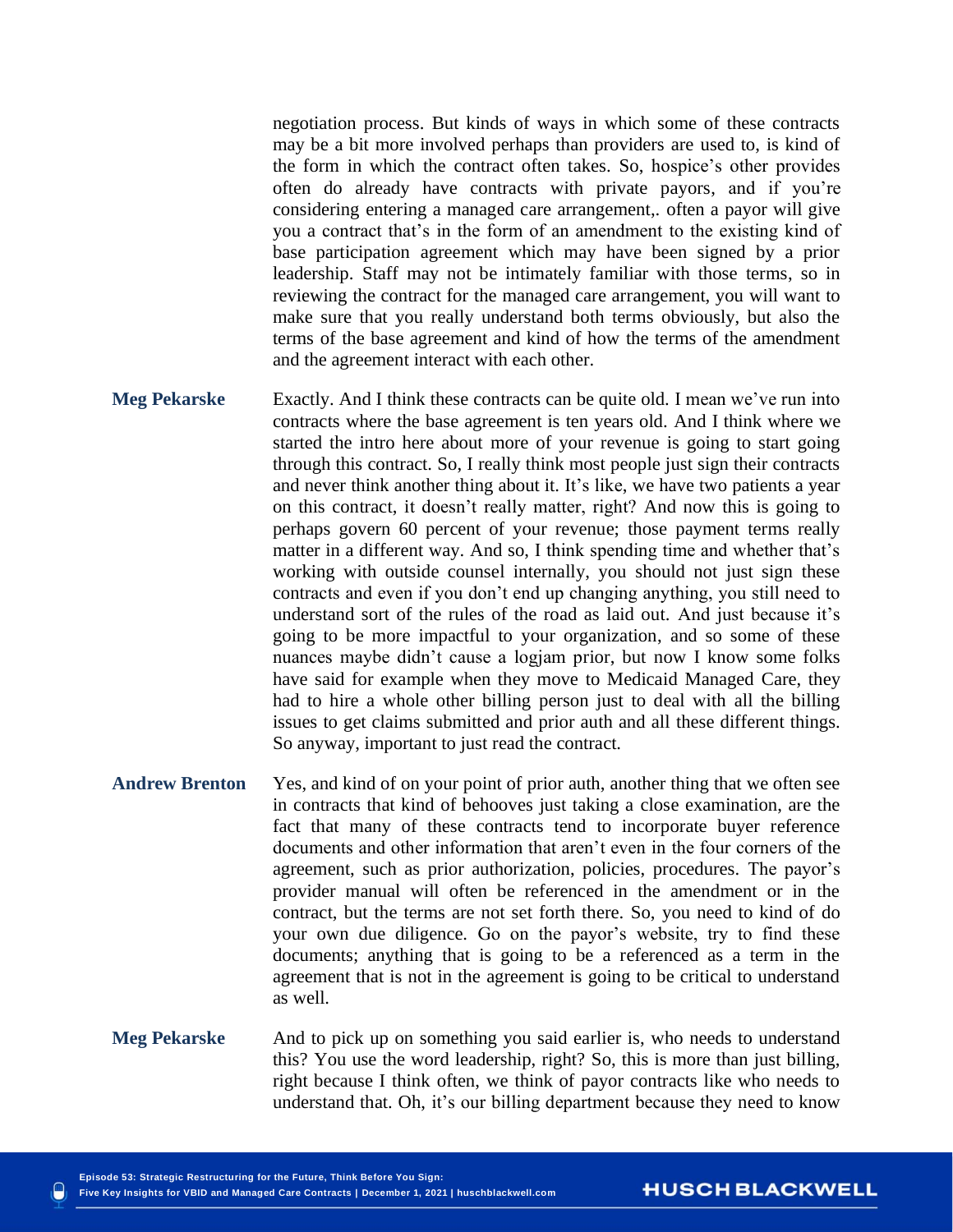negotiation process. But kinds of ways in which some of these contracts may be a bit more involved perhaps than providers are used to, is kind of the form in which the contract often takes. So, hospice's other provides often do already have contracts with private payors, and if you're considering entering a managed care arrangement,. often a payor will give you a contract that's in the form of an amendment to the existing kind of base participation agreement which may have been signed by a prior leadership. Staff may not be intimately familiar with those terms, so in reviewing the contract for the managed care arrangement, you will want to make sure that you really understand both terms obviously, but also the terms of the base agreement and kind of how the terms of the amendment and the agreement interact with each other.

**Meg Pekarske** Exactly. And I think these contracts can be quite old. I mean we've run into contracts where the base agreement is ten years old. And I think where we started the intro here about more of your revenue is going to start going through this contract. So, I really think most people just sign their contracts and never think another thing about it. It's like, we have two patients a year on this contract, it doesn't really matter, right? And now this is going to perhaps govern 60 percent of your revenue; those payment terms really matter in a different way. And so, I think spending time and whether that's working with outside counsel internally, you should not just sign these contracts and even if you don't end up changing anything, you still need to understand sort of the rules of the road as laid out. And just because it's going to be more impactful to your organization, and so some of these nuances maybe didn't cause a logjam prior, but now I know some folks have said for example when they move to Medicaid Managed Care, they had to hire a whole other billing person just to deal with all the billing issues to get claims submitted and prior auth and all these different things. So anyway, important to just read the contract.

**Andrew Brenton** Yes, and kind of on your point of prior auth, another thing that we often see in contracts that kind of behooves just taking a close examination, are the fact that many of these contracts tend to incorporate buyer reference documents and other information that aren't even in the four corners of the agreement, such as prior authorization, policies, procedures. The payor's provider manual will often be referenced in the amendment or in the contract, but the terms are not set forth there. So, you need to kind of do your own due diligence. Go on the payor's website, try to find these documents; anything that is going to be a referenced as a term in the agreement that is not in the agreement is going to be critical to understand as well.

**Meg Pekarske** And to pick up on something you said earlier is, who needs to understand this? You use the word leadership, right? So, this is more than just billing, right because I think often, we think of payor contracts like who needs to understand that. Oh, it's our billing department because they need to know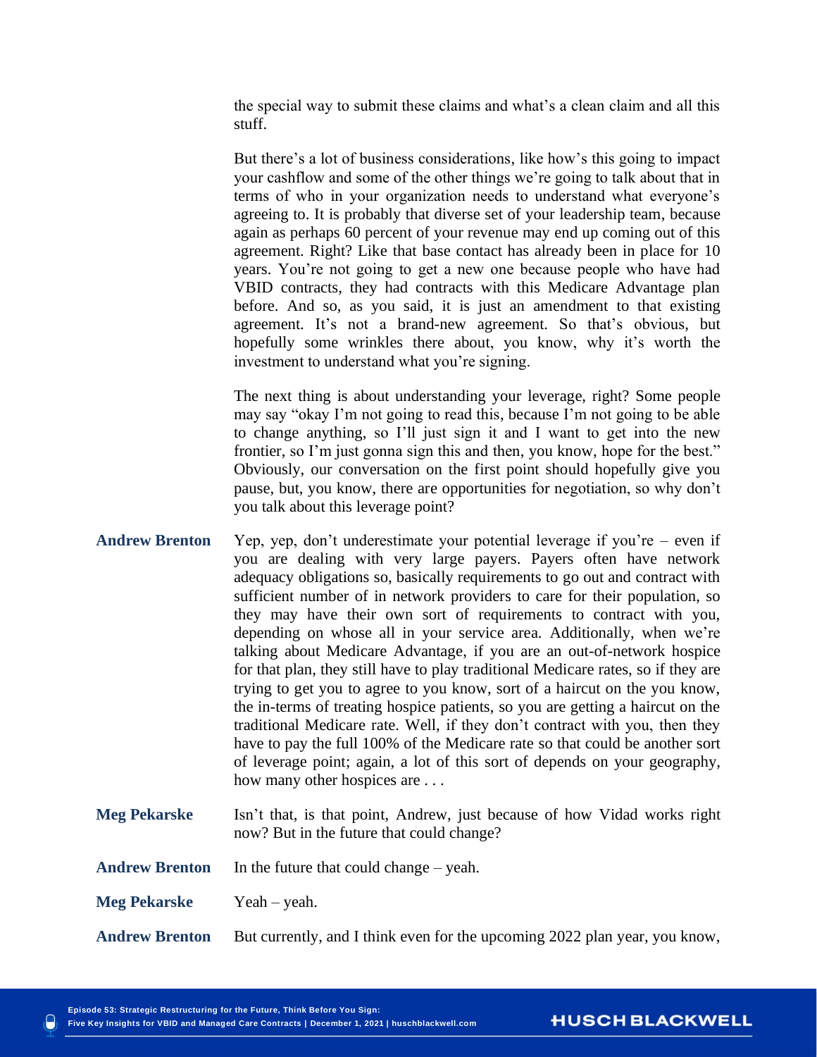the special way to submit these claims and what's a clean claim and all this stuff.

But there's a lot of business considerations, like how's this going to impact your cashflow and some of the other things we're going to talk about that in terms of who in your organization needs to understand what everyone's agreeing to. It is probably that diverse set of your leadership team, because again as perhaps 60 percent of your revenue may end up coming out of this agreement. Right? Like that base contact has already been in place for 10 years. You're not going to get a new one because people who have had VBID contracts, they had contracts with this Medicare Advantage plan before. And so, as you said, it is just an amendment to that existing agreement. It's not a brand-new agreement. So that's obvious, but hopefully some wrinkles there about, you know, why it's worth the investment to understand what you're signing.

The next thing is about understanding your leverage, right? Some people may say "okay I'm not going to read this, because I'm not going to be able to change anything, so I'll just sign it and I want to get into the new frontier, so I'm just gonna sign this and then, you know, hope for the best." Obviously, our conversation on the first point should hopefully give you pause, but, you know, there are opportunities for negotiation, so why don't you talk about this leverage point?

**Andrew Brenton** Yep, yep, don't underestimate your potential leverage if you're – even if you are dealing with very large payers. Payers often have network adequacy obligations so, basically requirements to go out and contract with sufficient number of in network providers to care for their population, so they may have their own sort of requirements to contract with you, depending on whose all in your service area. Additionally, when we're talking about Medicare Advantage, if you are an out-of-network hospice for that plan, they still have to play traditional Medicare rates, so if they are trying to get you to agree to you know, sort of a haircut on the you know, the in-terms of treating hospice patients, so you are getting a haircut on the traditional Medicare rate. Well, if they don't contract with you, then they have to pay the full 100% of the Medicare rate so that could be another sort of leverage point; again, a lot of this sort of depends on your geography, how many other hospices are . . .

**Meg Pekarske** Isn't that, is that point, Andrew, just because of how Vidad works right now? But in the future that could change?

**Andrew Brenton** In the future that could change – yeah.

**Meg Pekarske** Yeah – yeah.

**Andrew Brenton** But currently, and I think even for the upcoming 2022 plan year, you know,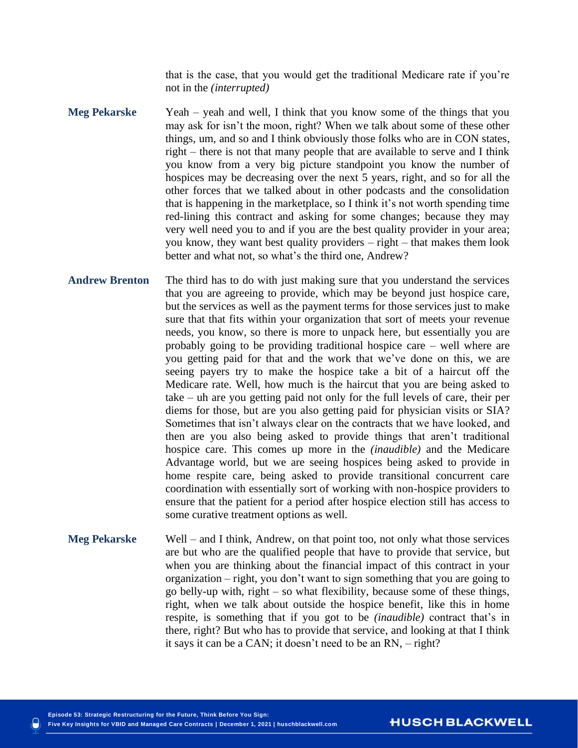that is the case, that you would get the traditional Medicare rate if you're not in the *(interrupted)*

**Meg Pekarske** Yeah – yeah and well, I think that you know some of the things that you may ask for isn't the moon, right? When we talk about some of these other things, um, and so and I think obviously those folks who are in CON states, right – there is not that many people that are available to serve and I think you know from a very big picture standpoint you know the number of hospices may be decreasing over the next 5 years, right, and so for all the other forces that we talked about in other podcasts and the consolidation that is happening in the marketplace, so I think it's not worth spending time red-lining this contract and asking for some changes; because they may very well need you to and if you are the best quality provider in your area; you know, they want best quality providers – right – that makes them look better and what not, so what's the third one, Andrew?

**Andrew Brenton** The third has to do with just making sure that you understand the services that you are agreeing to provide, which may be beyond just hospice care, but the services as well as the payment terms for those services just to make sure that that fits within your organization that sort of meets your revenue needs, you know, so there is more to unpack here, but essentially you are probably going to be providing traditional hospice care – well where are you getting paid for that and the work that we've done on this, we are seeing payers try to make the hospice take a bit of a haircut off the Medicare rate. Well, how much is the haircut that you are being asked to take – uh are you getting paid not only for the full levels of care, their per diems for those, but are you also getting paid for physician visits or SIA? Sometimes that isn't always clear on the contracts that we have looked, and then are you also being asked to provide things that aren't traditional hospice care. This comes up more in the *(inaudible)* and the Medicare Advantage world, but we are seeing hospices being asked to provide in home respite care, being asked to provide transitional concurrent care coordination with essentially sort of working with non-hospice providers to ensure that the patient for a period after hospice election still has access to some curative treatment options as well.

**Meg Pekarske** Well – and I think, Andrew, on that point too, not only what those services are but who are the qualified people that have to provide that service, but when you are thinking about the financial impact of this contract in your organization – right, you don't want to sign something that you are going to go belly-up with, right – so what flexibility, because some of these things, right, when we talk about outside the hospice benefit, like this in home respite, is something that if you got to be *(inaudible)* contract that's in there, right? But who has to provide that service, and looking at that I think it says it can be a CAN; it doesn't need to be an RN, – right?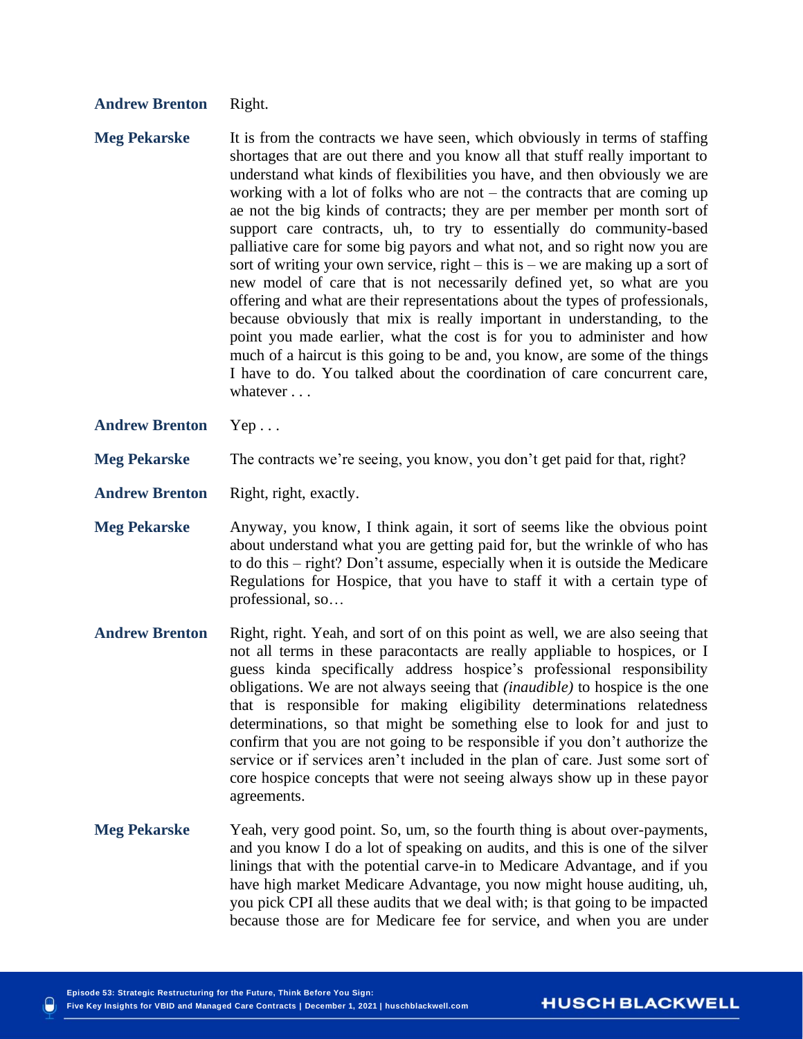**Andrew Brenton** Right.

**Meg Pekarske** It is from the contracts we have seen, which obviously in terms of staffing shortages that are out there and you know all that stuff really important to understand what kinds of flexibilities you have, and then obviously we are working with a lot of folks who are not – the contracts that are coming up ae not the big kinds of contracts; they are per member per month sort of support care contracts, uh, to try to essentially do community-based palliative care for some big payors and what not, and so right now you are sort of writing your own service, right – this is – we are making up a sort of new model of care that is not necessarily defined yet, so what are you offering and what are their representations about the types of professionals, because obviously that mix is really important in understanding, to the point you made earlier, what the cost is for you to administer and how much of a haircut is this going to be and, you know, are some of the things I have to do. You talked about the coordination of care concurrent care, whatever . . .

**Andrew Brenton** Yep . . .

**Meg Pekarske** The contracts we're seeing, you know, you don't get paid for that, right?

**Andrew Brenton** Right, right, exactly.

**Meg Pekarske** Anyway, you know, I think again, it sort of seems like the obvious point about understand what you are getting paid for, but the wrinkle of who has to do this – right? Don't assume, especially when it is outside the Medicare Regulations for Hospice, that you have to staff it with a certain type of professional, so…

**Andrew Brenton** Right, right. Yeah, and sort of on this point as well, we are also seeing that not all terms in these paracontacts are really appliable to hospices, or I guess kinda specifically address hospice's professional responsibility obligations. We are not always seeing that *(inaudible)* to hospice is the one that is responsible for making eligibility determinations relatedness determinations, so that might be something else to look for and just to confirm that you are not going to be responsible if you don't authorize the service or if services aren't included in the plan of care. Just some sort of core hospice concepts that were not seeing always show up in these payor agreements.

**Meg Pekarske** Yeah, very good point. So, um, so the fourth thing is about over-payments, and you know I do a lot of speaking on audits, and this is one of the silver linings that with the potential carve-in to Medicare Advantage, and if you have high market Medicare Advantage, you now might house auditing, uh, you pick CPI all these audits that we deal with; is that going to be impacted because those are for Medicare fee for service, and when you are under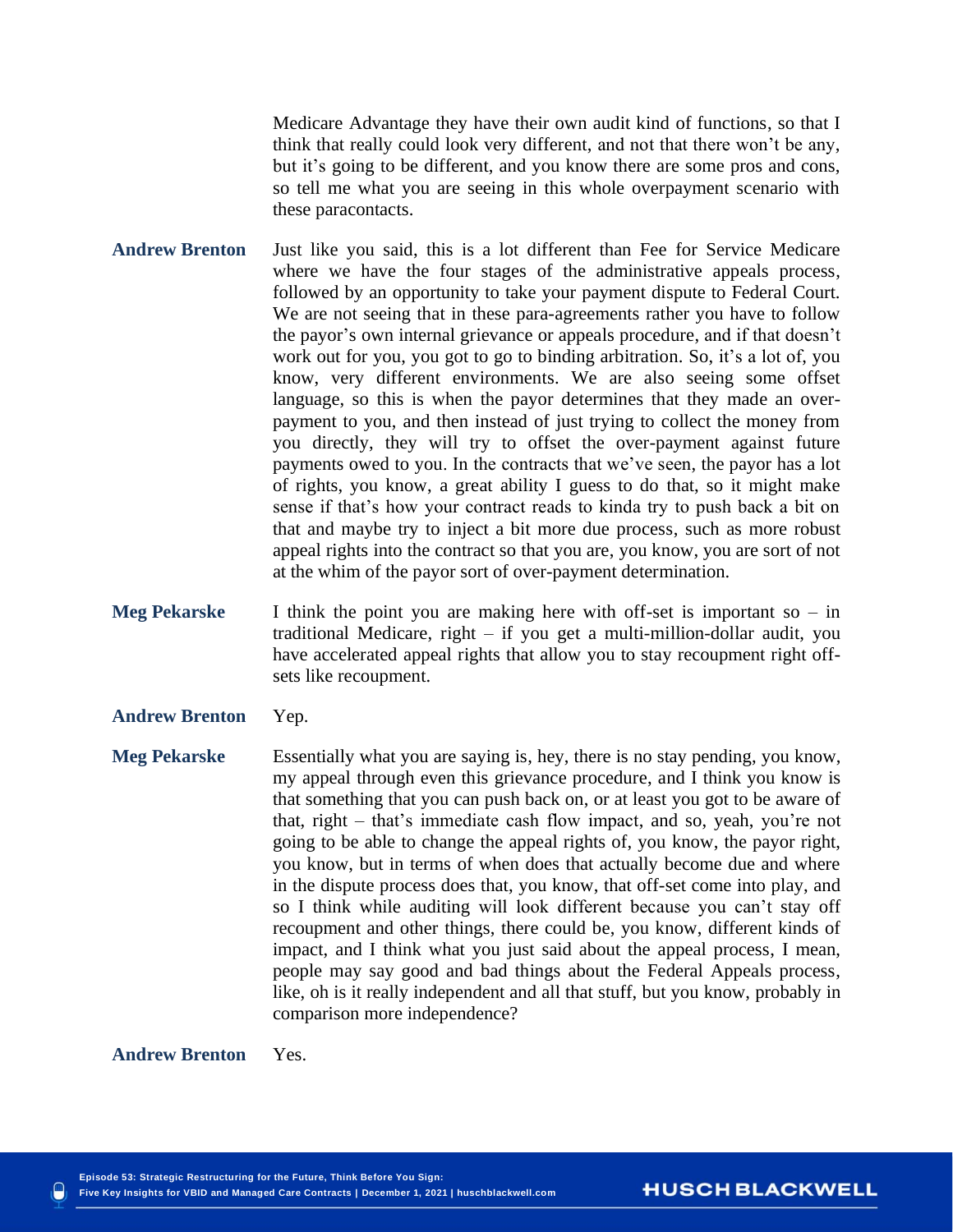Medicare Advantage they have their own audit kind of functions, so that I think that really could look very different, and not that there won't be any, but it's going to be different, and you know there are some pros and cons, so tell me what you are seeing in this whole overpayment scenario with these paracontacts.

**Andrew Brenton** Just like you said, this is a lot different than Fee for Service Medicare where we have the four stages of the administrative appeals process, followed by an opportunity to take your payment dispute to Federal Court. We are not seeing that in these para-agreements rather you have to follow the payor's own internal grievance or appeals procedure, and if that doesn't work out for you, you got to go to binding arbitration. So, it's a lot of, you know, very different environments. We are also seeing some offset language, so this is when the payor determines that they made an over-payment to you, and then instead of just trying to collect the money from you directly, they will try to offset the over-payment against future payments owed to you. In the contracts that we've seen, the payor has a lot of rights, you know, a great ability I guess to do that, so it might make sense if that's how your contract reads to kinda try to push back a bit on that and maybe try to inject a bit more due process, such as more robust appeal rights into the contract so that you are, you know, you are sort of not at the whim of the payor sort of over-payment determination.

**Meg Pekarske** I think the point you are making here with off-set is important so – in traditional Medicare, right – if you get a multi-million-dollar audit, you have accelerated appeal rights that allow you to stay recoupment right off-sets like recoupment.

**Andrew Brenton** Yep.

**Meg Pekarske** Essentially what you are saying is, hey, there is no stay pending, you know, my appeal through even this grievance procedure, and I think you know is that something that you can push back on, or at least you got to be aware of that, right – that's immediate cash flow impact, and so, yeah, you're not going to be able to change the appeal rights of, you know, the payor right, you know, but in terms of when does that actually become due and where in the dispute process does that, you know, that off-set come into play, and so I think while auditing will look different because you can't stay off recoupment and other things, there could be, you know, different kinds of impact, and I think what you just said about the appeal process, I mean, people may say good and bad things about the Federal Appeals process, like, oh is it really independent and all that stuff, but you know, probably in comparison more independence?

**Andrew Brenton** Yes.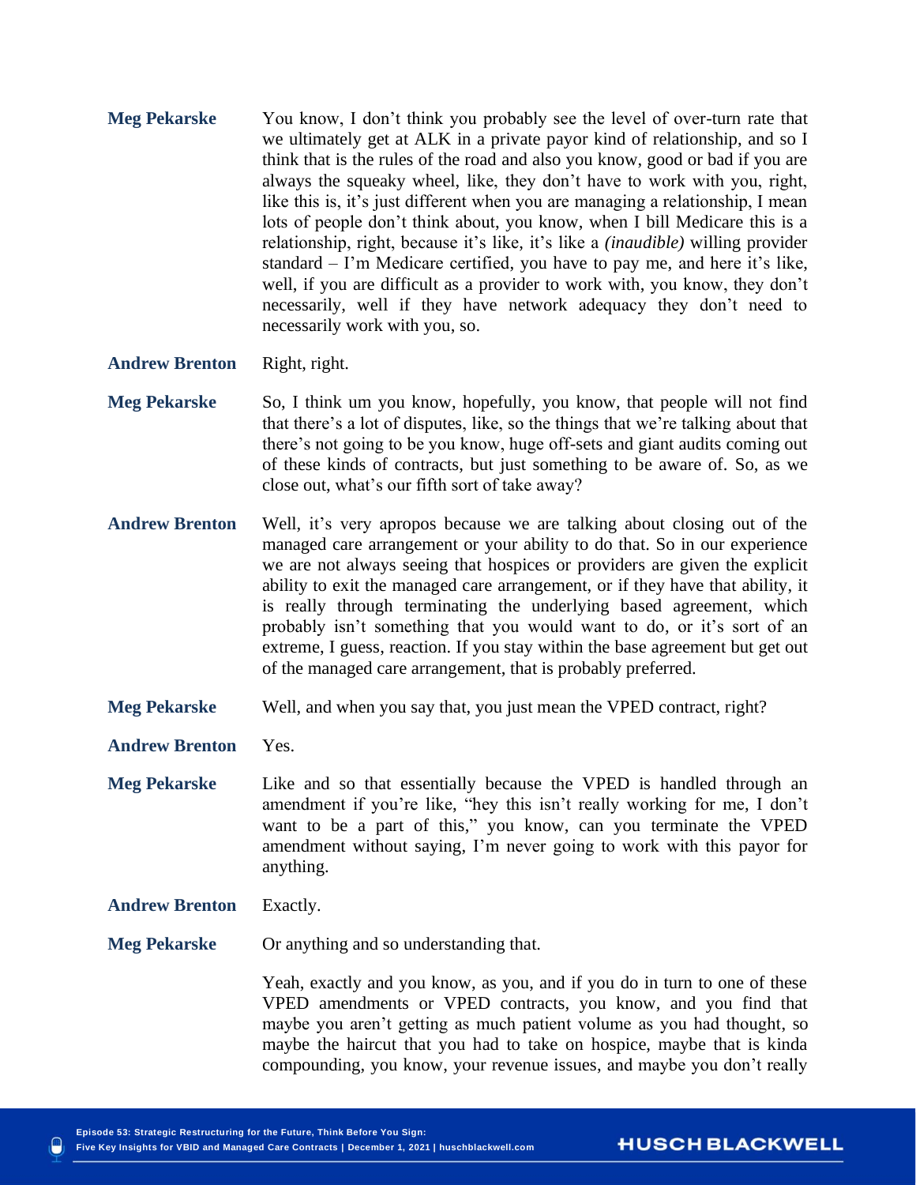**Meg Pekarske** You know, I don't think you probably see the level of over-turn rate that we ultimately get at ALK in a private payor kind of relationship, and so I think that is the rules of the road and also you know, good or bad if you are always the squeaky wheel, like, they don't have to work with you, right, like this is, it's just different when you are managing a relationship, I mean lots of people don't think about, you know, when I bill Medicare this is a relationship, right, because it's like, it's like a *(inaudible)* willing provider standard – I'm Medicare certified, you have to pay me, and here it's like, well, if you are difficult as a provider to work with, you know, they don't necessarily, well if they have network adequacy they don't need to necessarily work with you, so.

**Andrew Brenton** Right, right.

**Meg Pekarske** So, I think um you know, hopefully, you know, that people will not find that there's a lot of disputes, like, so the things that we're talking about that there's not going to be you know, huge off-sets and giant audits coming out of these kinds of contracts, but just something to be aware of. So, as we close out, what's our fifth sort of take away?

**Andrew Brenton** Well, it's very apropos because we are talking about closing out of the managed care arrangement or your ability to do that. So in our experience we are not always seeing that hospices or providers are given the explicit ability to exit the managed care arrangement, or if they have that ability, it is really through terminating the underlying based agreement, which probably isn't something that you would want to do, or it's sort of an extreme, I guess, reaction. If you stay within the base agreement but get out of the managed care arrangement, that is probably preferred.

**Meg Pekarske** Well, and when you say that, you just mean the VPED contract, right?

**Andrew Brenton** Yes.

**Meg Pekarske** Like and so that essentially because the VPED is handled through an amendment if you're like, "hey this isn't really working for me, I don't want to be a part of this," you know, can you terminate the VPED amendment without saying, I'm never going to work with this payor for anything.

**Andrew Brenton** Exactly.

**Meg Pekarske** Or anything and so understanding that.

Yeah, exactly and you know, as you, and if you do in turn to one of these VPED amendments or VPED contracts, you know, and you find that maybe you aren't getting as much patient volume as you had thought, so maybe the haircut that you had to take on hospice, maybe that is kinda compounding, you know, your revenue issues, and maybe you don't really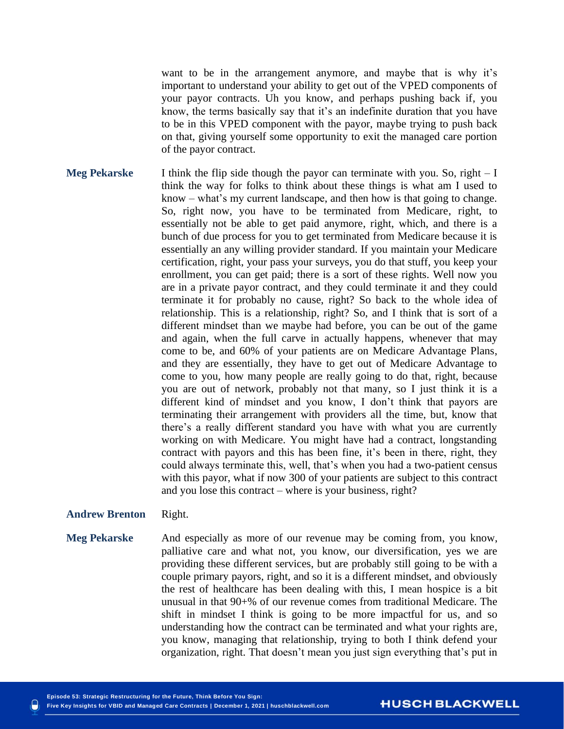want to be in the arrangement anymore, and maybe that is why it's important to understand your ability to get out of the VPED components of your payor contracts. Uh you know, and perhaps pushing back if, you know, the terms basically say that it's an indefinite duration that you have to be in this VPED component with the payor, maybe trying to push back on that, giving yourself some opportunity to exit the managed care portion of the payor contract.

**Meg Pekarske** I think the flip side though the payor can terminate with you. So, right – I think the way for folks to think about these things is what am I used to know – what's my current landscape, and then how is that going to change. So, right now, you have to be terminated from Medicare, right, to essentially not be able to get paid anymore, right, which, and there is a bunch of due process for you to get terminated from Medicare because it is essentially an any willing provider standard. If you maintain your Medicare certification, right, your pass your surveys, you do that stuff, you keep your enrollment, you can get paid; there is a sort of these rights. Well now you are in a private payor contract, and they could terminate it and they could terminate it for probably no cause, right? So back to the whole idea of relationship. This is a relationship, right? So, and I think that is sort of a different mindset than we maybe had before, you can be out of the game and again, when the full carve in actually happens, whenever that may come to be, and 60% of your patients are on Medicare Advantage Plans, and they are essentially, they have to get out of Medicare Advantage to come to you, how many people are really going to do that, right, because you are out of network, probably not that many, so I just think it is a different kind of mindset and you know, I don't think that payors are terminating their arrangement with providers all the time, but, know that there's a really different standard you have with what you are currently working on with Medicare. You might have had a contract, longstanding contract with payors and this has been fine, it's been in there, right, they could always terminate this, well, that's when you had a two-patient census with this payor, what if now 300 of your patients are subject to this contract and you lose this contract – where is your business, right?

**Andrew Brenton** Right.

**Meg Pekarske** And especially as more of our revenue may be coming from, you know, palliative care and what not, you know, our diversification, yes we are providing these different services, but are probably still going to be with a couple primary payors, right, and so it is a different mindset, and obviously the rest of healthcare has been dealing with this, I mean hospice is a bit unusual in that 90+% of our revenue comes from traditional Medicare. The shift in mindset I think is going to be more impactful for us, and so understanding how the contract can be terminated and what your rights are, you know, managing that relationship, trying to both I think defend your organization, right. That doesn't mean you just sign everything that's put in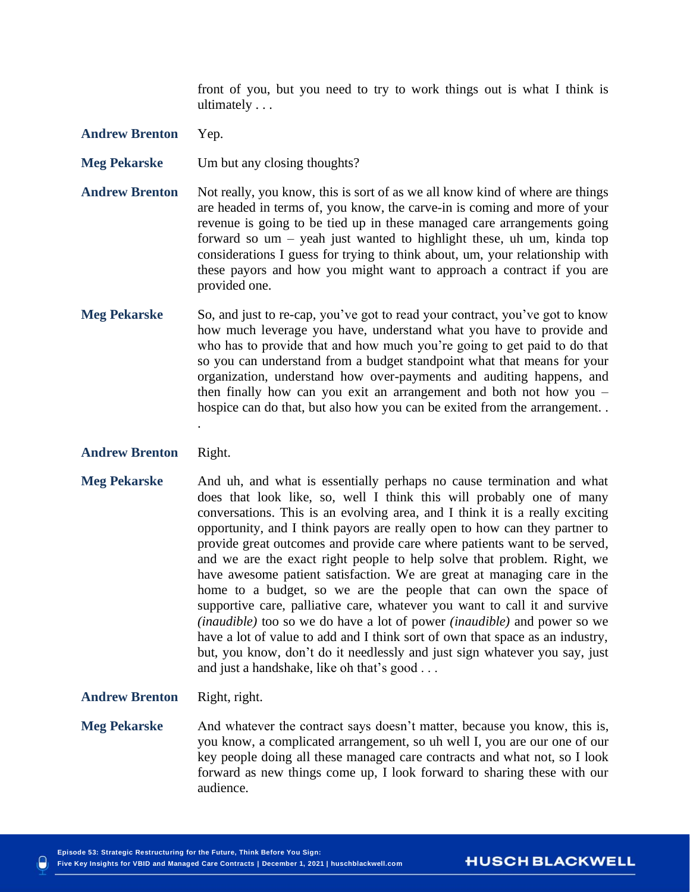front of you, but you need to try to work things out is what I think is ultimately . . .

**Andrew Brenton** Yep.

**Meg Pekarske** Um but any closing thoughts?

**Andrew Brenton** Not really, you know, this is sort of as we all know kind of where are things are headed in terms of, you know, the carve-in is coming and more of your revenue is going to be tied up in these managed care arrangements going forward so um – yeah just wanted to highlight these, uh um, kinda top considerations I guess for trying to think about, um, your relationship with these payors and how you might want to approach a contract if you are provided one.

**Meg Pekarske** So, and just to re-cap, you've got to read your contract, you've got to know how much leverage you have, understand what you have to provide and who has to provide that and how much you're going to get paid to do that so you can understand from a budget standpoint what that means for your organization, understand how over-payments and auditing happens, and then finally how can you exit an arrangement and both not how you – hospice can do that, but also how you can be exited from the arrangement. . .

**Andrew Brenton** Right.

**Meg Pekarske** And uh, and what is essentially perhaps no cause termination and what does that look like, so, well I think this will probably one of many conversations. This is an evolving area, and I think it is a really exciting opportunity, and I think payors are really open to how can they partner to provide great outcomes and provide care where patients want to be served, and we are the exact right people to help solve that problem. Right, we have awesome patient satisfaction. We are great at managing care in the home to a budget, so we are the people that can own the space of supportive care, palliative care, whatever you want to call it and survive *(inaudible)* too so we do have a lot of power *(inaudible)* and power so we have a lot of value to add and I think sort of own that space as an industry, but, you know, don't do it needlessly and just sign whatever you say, just and just a handshake, like oh that's good . . .

**Andrew Brenton** Right, right.

**Meg Pekarske** And whatever the contract says doesn't matter, because you know, this is, you know, a complicated arrangement, so uh well I, you are our one of our key people doing all these managed care contracts and what not, so I look forward as new things come up, I look forward to sharing these with our audience.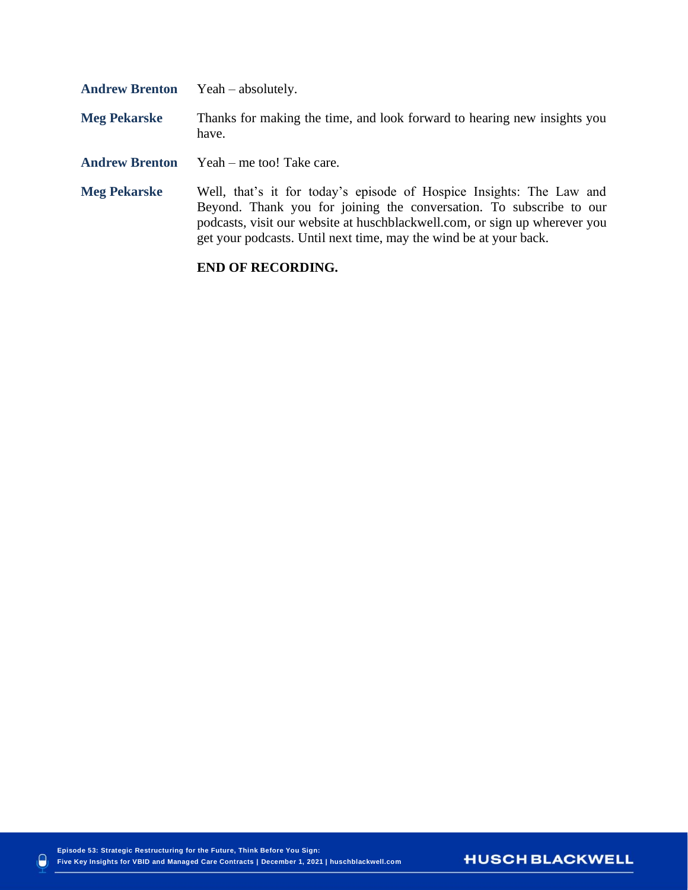**Andrew Brenton** Yeah – absolutely.

**Meg Pekarske** Thanks for making the time, and look forward to hearing new insights you have.

**Andrew Brenton** Yeah – me too! Take care.

**Meg Pekarske** Well, that's it for today's episode of Hospice Insights: The Law and Beyond. Thank you for joining the conversation. To subscribe to our podcasts, visit our website at huschblackwell.com, or sign up wherever you get your podcasts. Until next time, may the wind be at your back.

**END OF RECORDING.**